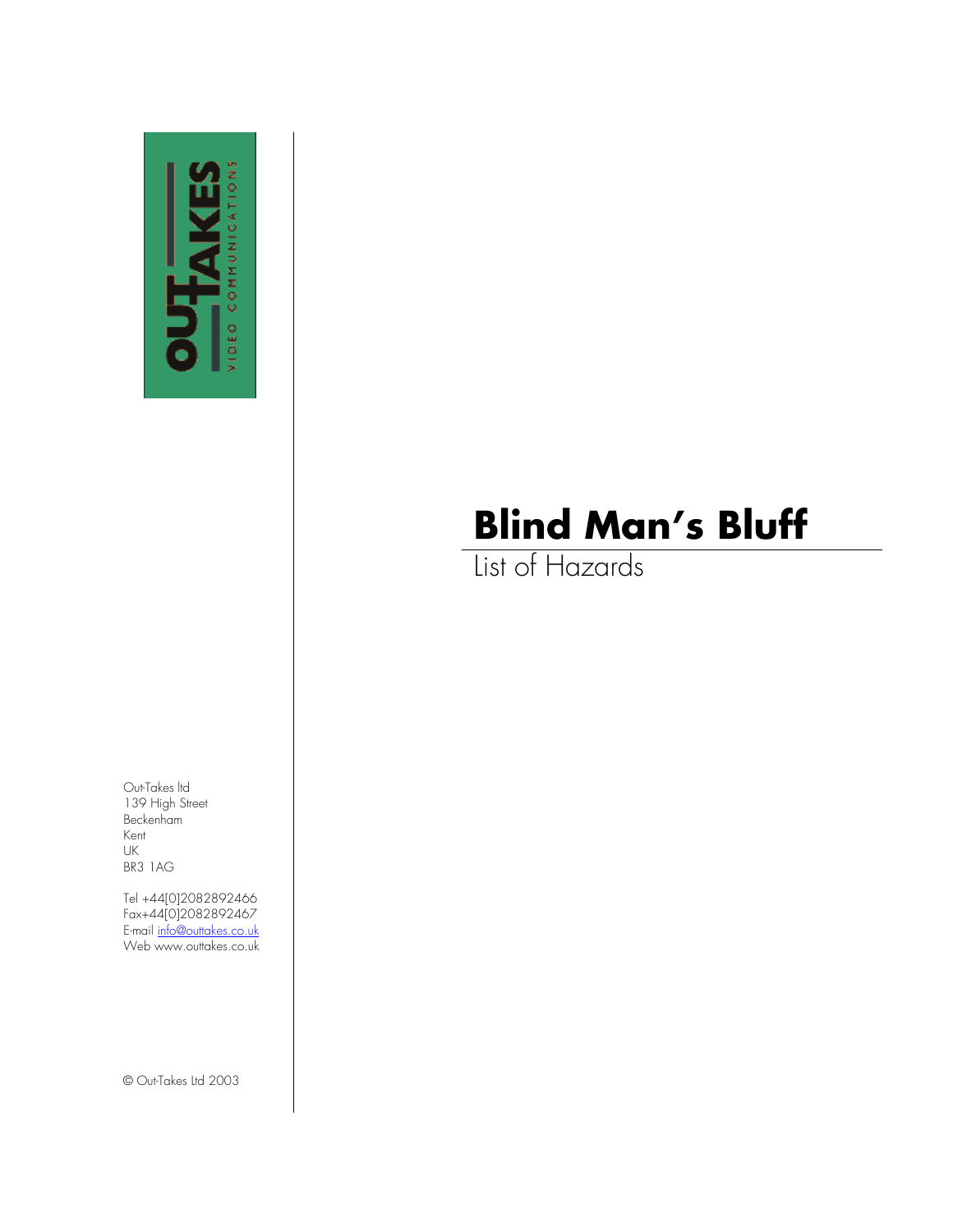OUT TAKES
VIDEO COMMUNICATIONS

# Blind Man's Bluff

## List of Hazards

Out-Takes ltd
139 High Street
Beckenham
Kent
UK
BR3 1AG

Tel +44[0]2082892466
Fax+44[0]2082892467
E-mail info@outtakes.co.uk
Web www.outtakes.co.uk

© Out-Takes Ltd 2003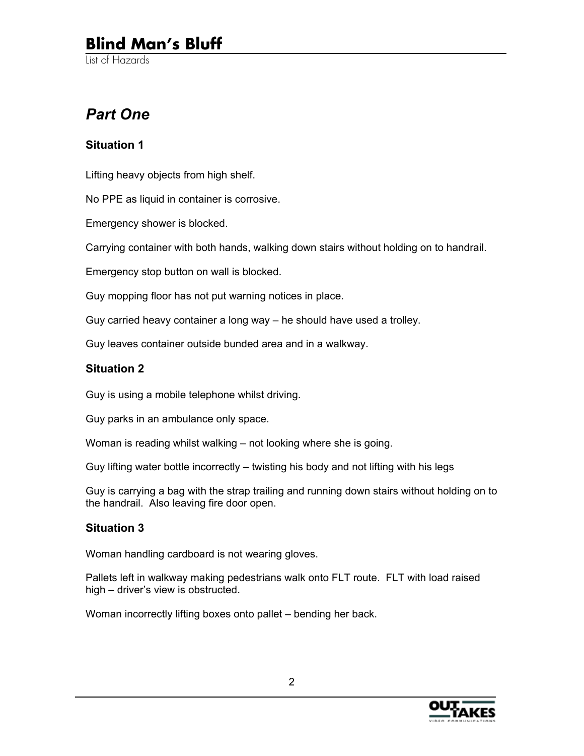# Blind Man's Bluff

List of Hazards

## *Part One*

### Situation 1

Lifting heavy objects from high shelf.

No PPE as liquid in container is corrosive.

Emergency shower is blocked.

Carrying container with both hands, walking down stairs without holding on to handrail.

Emergency stop button on wall is blocked.

Guy mopping floor has not put warning notices in place.

Guy carried heavy container a long way – he should have used a trolley.

Guy leaves container outside bunded area and in a walkway.

### Situation 2

Guy is using a mobile telephone whilst driving.

Guy parks in an ambulance only space.

Woman is reading whilst walking – not looking where she is going.

Guy lifting water bottle incorrectly – twisting his body and not lifting with his legs

Guy is carrying a bag with the strap trailing and running down stairs without holding on to the handrail. Also leaving fire door open.

### Situation 3

Woman handling cardboard is not wearing gloves.

Pallets left in walkway making pedestrians walk onto FLT route. FLT with load raised high – driver's view is obstructed.

Woman incorrectly lifting boxes onto pallet – bending her back.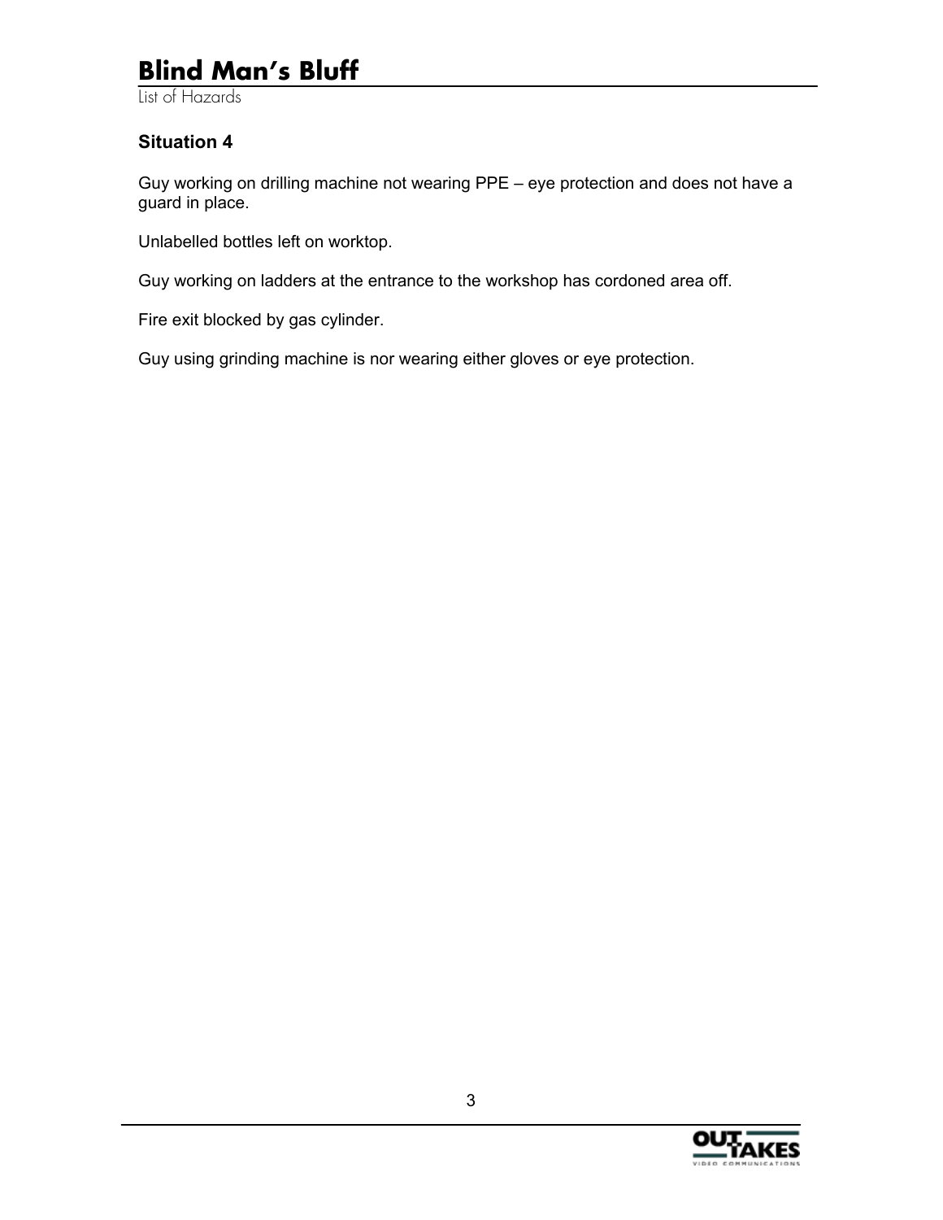## Situation 4

Guy working on drilling machine not wearing PPE – eye protection and does not have a guard in place.

Unlabelled bottles left on worktop.

Guy working on ladders at the entrance to the workshop has cordoned area off.

Fire exit blocked by gas cylinder.

Guy using grinding machine is nor wearing either gloves or eye protection.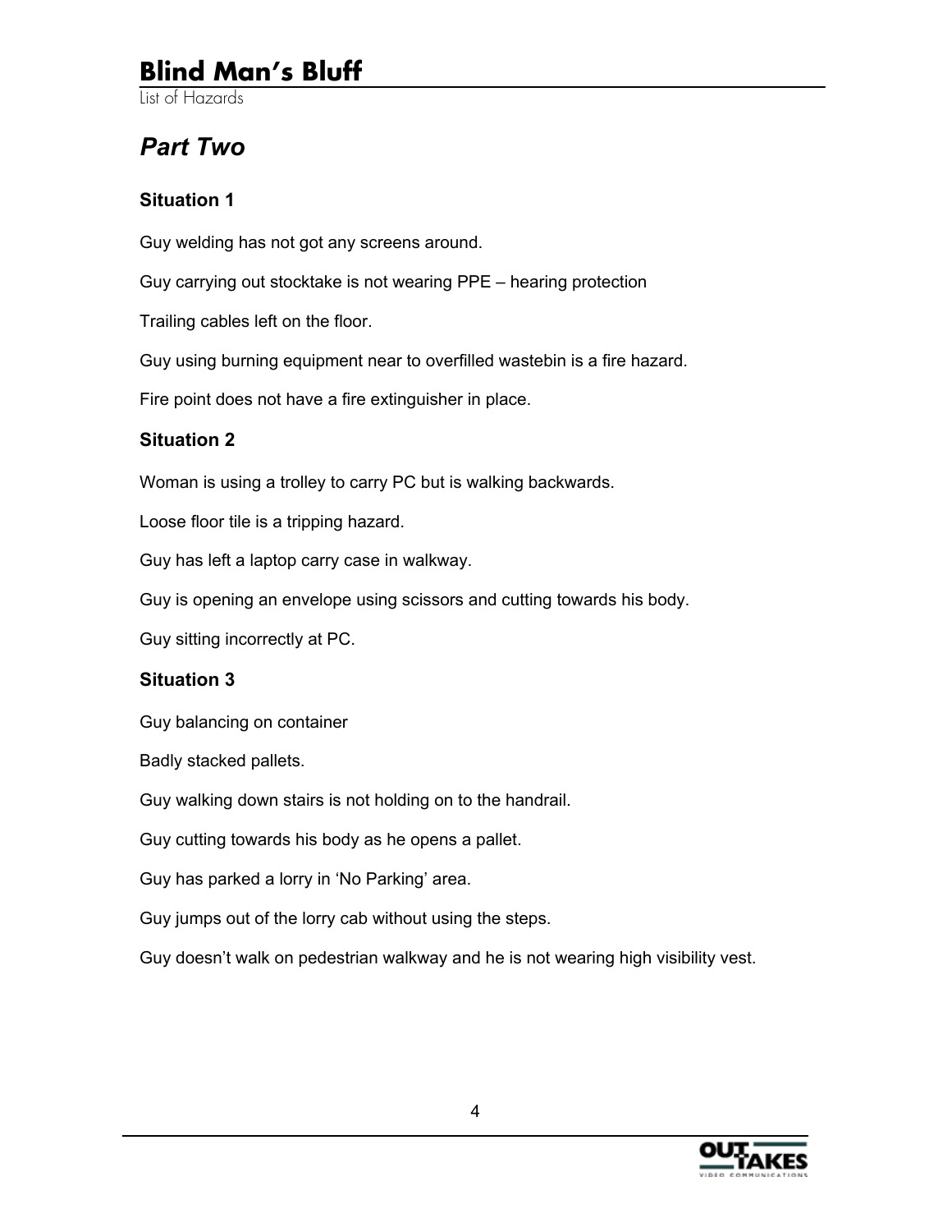## *Part Two*

### Situation 1

Guy welding has not got any screens around.

Guy carrying out stocktake is not wearing PPE – hearing protection

Trailing cables left on the floor.

Guy using burning equipment near to overfilled wastebin is a fire hazard.

Fire point does not have a fire extinguisher in place.

### Situation 2

Woman is using a trolley to carry PC but is walking backwards.

Loose floor tile is a tripping hazard.

Guy has left a laptop carry case in walkway.

Guy is opening an envelope using scissors and cutting towards his body.

Guy sitting incorrectly at PC.

### Situation 3

Guy balancing on container

Badly stacked pallets.

Guy walking down stairs is not holding on to the handrail.

Guy cutting towards his body as he opens a pallet.

Guy has parked a lorry in 'No Parking' area.

Guy jumps out of the lorry cab without using the steps.

Guy doesn't walk on pedestrian walkway and he is not wearing high visibility vest.